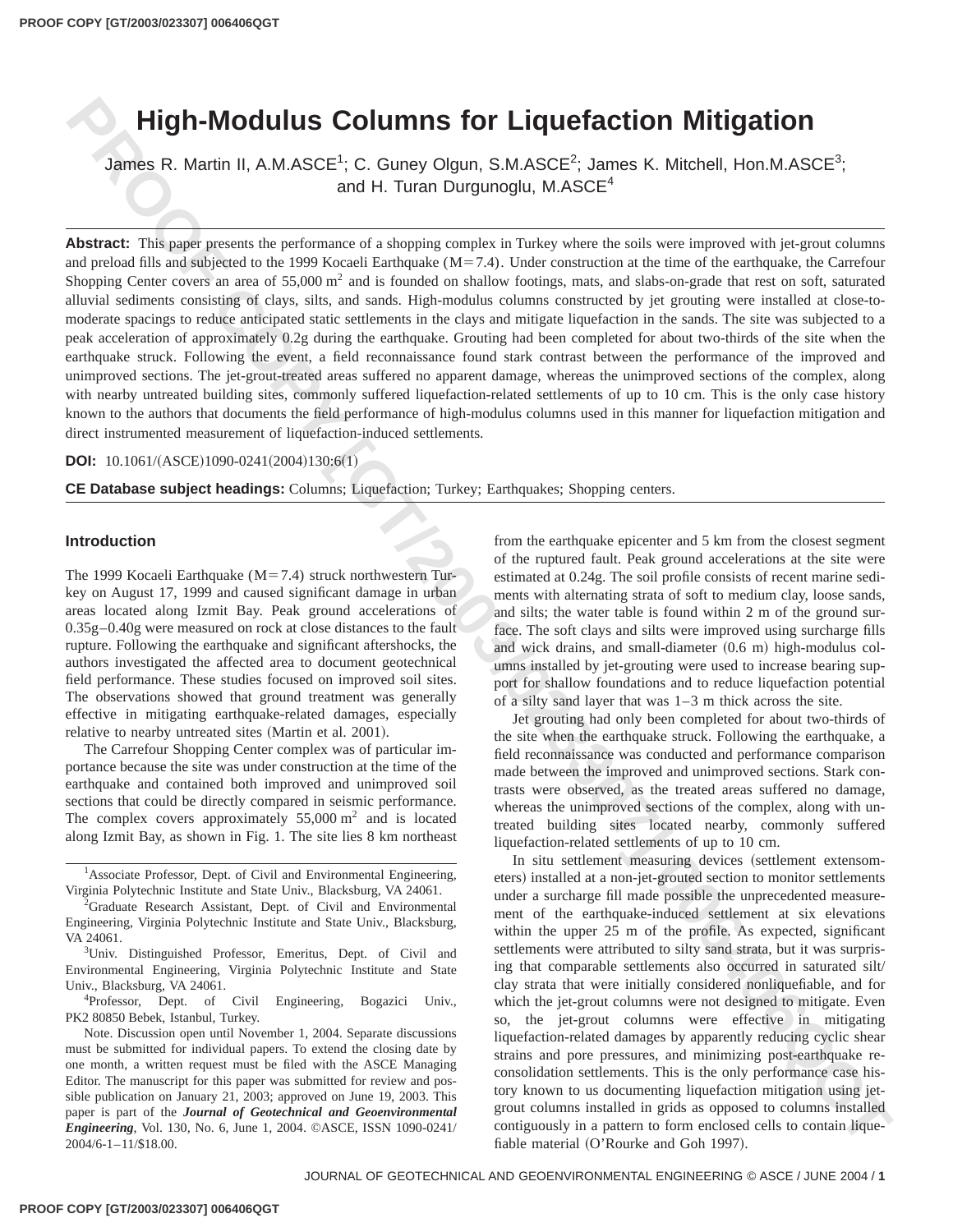# High-Modulus Columns for Liquefaction Mitigation

James R. Martin II, A.M.ASCE[1]; C. Guney Olgun, S.M.ASCE[2]; James K. Mitchell, Hon.M.ASCE[3]; and H. Turan Durgunoglu, M.ASCE[4]

**Abstract:** This paper presents the performance of a shopping complex in Turkey where the soils were improved with jet-grout columns and preload fills and subjected to the 1999 Kocaeli Earthquake (M=7.4). Under construction at the time of the earthquake, the Carrefour Shopping Center covers an area of 55,000 $m^2$ and is founded on shallow footings, mats, and slabs-on-grade that rest on soft, saturated alluvial sediments consisting of clays, silts, and sands. High-modulus columns constructed by jet grouting were installed at close-to-moderate spacings to reduce anticipated static settlements in the clays and mitigate liquefaction in the sands. The site was subjected to a peak acceleration of approximately 0.2g during the earthquake. Grouting had been completed for about two-thirds of the site when the earthquake struck. Following the event, a field reconnaissance found stark contrast between the performance of the improved and unimproved sections. The jet-grout-treated areas suffered no apparent damage, whereas the unimproved sections of the complex, along with nearby untreated building sites, commonly suffered liquefaction-related settlements of up to 10 cm. This is the only case history known to the authors that documents the field performance of high-modulus columns used in this manner for liquefaction mitigation and direct instrumented measurement of liquefaction-induced settlements.

**DOI:** 10.1061/(ASCE)1090-0241(2004)130:6(1)

**CE Database subject headings:** Columns; Liquefaction; Turkey; Earthquakes; Shopping centers.

## Introduction

The 1999 Kocaeli Earthquake (M=7.4) struck northwestern Turkey on August 17, 1999 and caused significant damage in urban areas located along Izmit Bay. Peak ground accelerations of 0.35g–0.40g were measured on rock at close distances to the fault rupture. Following the earthquake and significant aftershocks, the authors investigated the affected area to document geotechnical field performance. These studies focused on improved soil sites. The observations showed that ground treatment was generally effective in mitigating earthquake-related damages, especially relative to nearby untreated sites (Martin et al. 2001).

The Carrefour Shopping Center complex was of particular importance because the site was under construction at the time of the earthquake and contained both improved and unimproved soil sections that could be directly compared in seismic performance. The complex covers approximately 55,000 $m^2$ and is located along Izmit Bay, as shown in Fig. 1. The site lies 8 km northeast from the earthquake epicenter and 5 km from the closest segment of the ruptured fault. Peak ground accelerations at the site were estimated at 0.24g. The soil profile consists of recent marine sediments with alternating strata of soft to medium clay, loose sands, and silts; the water table is found within 2 m of the ground surface. The soft clays and silts were improved using surcharge fills and wick drains, and small-diameter (0.6 m) high-modulus columns installed by jet-grouting were used to increase bearing support for shallow foundations and to reduce liquefaction potential of a silty sand layer that was 1–3 m thick across the site.

Jet grouting had only been completed for about two-thirds of the site when the earthquake struck. Following the earthquake, a field reconnaissance was conducted and performance comparison made between the improved and unimproved sections. Stark contrasts were observed, as the treated areas suffered no damage, whereas the unimproved sections of the complex, along with untreated building sites located nearby, commonly suffered liquefaction-related settlements of up to 10 cm.

In situ settlement measuring devices (settlement extensometers) installed at a non-jet-grouted section to monitor settlements under a surcharge fill made possible the unprecedented measurement of the earthquake-induced settlement at six elevations within the upper 25 m of the profile. As expected, significant settlements were attributed to silty sand strata, but it was surprising that comparable settlements also occurred in saturated silt/clay strata that were initially considered nonliquefiable, and for which the jet-grout columns were not designed to mitigate. Even so, the jet-grout columns were effective in mitigating liquefaction-related damages by apparently reducing cyclic shear strains and pore pressures, and minimizing post-earthquake reconsolidation settlements. This is the only performance case history known to us documenting liquefaction mitigation using jet-grout columns installed in grids as opposed to columns installed contiguously in a pattern to form enclosed cells to contain liquefiable material (O'Rourke and Goh 1997).

---

[1]Associate Professor, Dept. of Civil and Environmental Engineering, Virginia Polytechnic Institute and State Univ., Blacksburg, VA 24061.

[2]Graduate Research Assistant, Dept. of Civil and Environmental Engineering, Virginia Polytechnic Institute and State Univ., Blacksburg, VA 24061.

[3]Univ. Distinguished Professor, Emeritus, Dept. of Civil and Environmental Engineering, Virginia Polytechnic Institute and State Univ., Blacksburg, VA 24061.

[4]Professor, Dept. of Civil Engineering, Bogazici Univ., PK2 80850 Bebek, Istanbul, Turkey.

Note. Discussion open until November 1, 2004. Separate discussions must be submitted for individual papers. To extend the closing date by one month, a written request must be filed with the ASCE Managing Editor. The manuscript for this paper was submitted for review and possible publication on January 21, 2003; approved on June 19, 2003. This paper is part of the ***Journal of Geotechnical and Geoenvironmental Engineering***, Vol. 130, No. 6, June 1, 2004. ©ASCE, ISSN 1090-0241/2004/6-1–11/$18.00.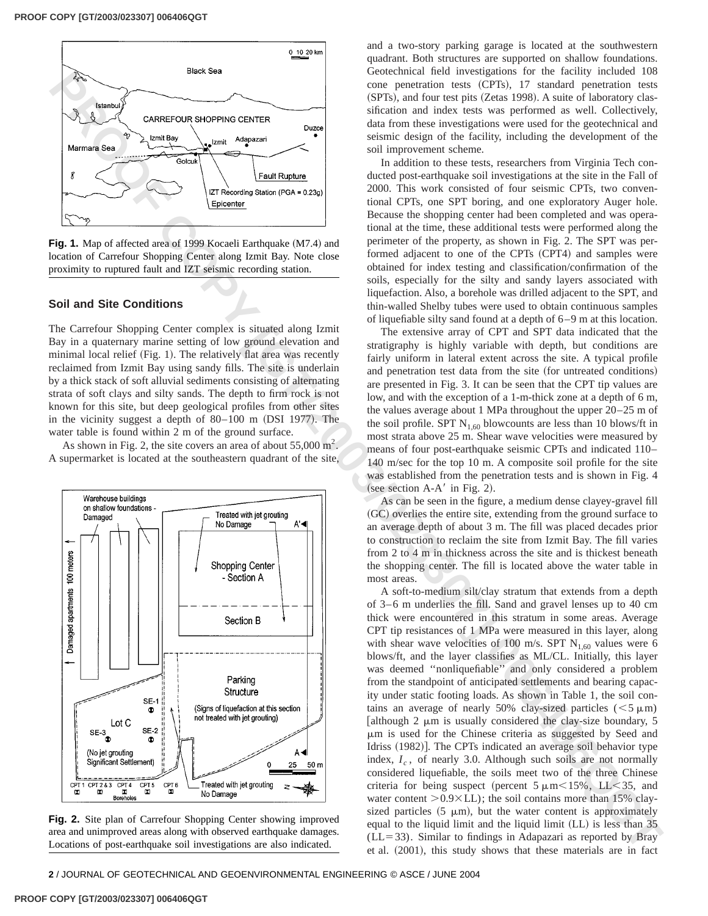**Fig. 1.** Map of affected area of 1999 Kocaeli Earthquake (M7.4) and location of Carrefour Shopping Center along Izmit Bay. Note close proximity to ruptured fault and IZT seismic recording station.

## Soil and Site Conditions

The Carrefour Shopping Center complex is situated along Izmit Bay in a quaternary marine setting of low ground elevation and minimal local relief (Fig. 1). The relatively flat area was recently reclaimed from Izmit Bay using sandy fills. The site is underlain by a thick stack of soft alluvial sediments consisting of alternating strata of soft clays and silty sands. The depth to firm rock is not known for this site, but deep geological profiles from other sites in the vicinity suggest a depth of 80–100 m (DSI 1977). The water table is found within 2 m of the ground surface.

As shown in Fig. 2, the site covers an area of about 55,000 $m^2$. A supermarket is located at the southeastern quadrant of the site, and a two-story parking garage is located at the southwestern quadrant. Both structures are supported on shallow foundations. Geotechnical field investigations for the facility included 108 cone penetration tests (CPTs), 17 standard penetration tests (SPTs), and four test pits (Zetas 1998). A suite of laboratory classification and index tests was performed as well. Collectively, data from these investigations were used for the geotechnical and seismic design of the facility, including the development of the soil improvement scheme.

In addition to these tests, researchers from Virginia Tech conducted post-earthquake soil investigations at the site in the Fall of 2000. This work consisted of four seismic CPTs, two conventional CPTs, one SPT boring, and one exploratory Auger hole. Because the shopping center had been completed and was operational at the time, these additional tests were performed along the perimeter of the property, as shown in Fig. 2. The SPT was performed adjacent to one of the CPTs (CPT4) and samples were obtained for index testing and classification/confirmation of the soils, especially for the silty and sandy layers associated with liquefaction. Also, a borehole was drilled adjacent to the SPT, and thin-walled Shelby tubes were used to obtain continuous samples of liquefiable silty sand found at a depth of 6–9 m at this location.

The extensive array of CPT and SPT data indicated that the stratigraphy is highly variable with depth, but conditions are fairly uniform in lateral extent across the site. A typical profile and penetration test data from the site (for untreated conditions) are presented in Fig. 3. It can be seen that the CPT tip values are low, and with the exception of a 1-m-thick zone at a depth of 6 m, the values average about 1 MPa throughout the upper 20–25 m of the soil profile. SPT $N_{1,60}$ blowcounts are less than 10 blows/ft in most strata above 25 m. Shear wave velocities were measured by means of four post-earthquake seismic CPTs and indicated 110–140 m/sec for the top 10 m. A composite soil profile for the site was established from the penetration tests and is shown in Fig. 4 (see section A-A′ in Fig. 2).

As can be seen in the figure, a medium dense clayey-gravel fill (GC) overlies the entire site, extending from the ground surface to an average depth of about 3 m. The fill was placed decades prior to construction to reclaim the site from Izmit Bay. The fill varies from 2 to 4 m in thickness across the site and is thickest beneath the shopping center. The fill is located above the water table in most areas.

A soft-to-medium silt/clay stratum that extends from a depth of 3–6 m underlies the fill. Sand and gravel lenses up to 40 cm thick were encountered in this stratum in some areas. Average CPT tip resistances of 1 MPa were measured in this layer, along with shear wave velocities of 100 m/s. SPT $N_{1,60}$ values were 6 blows/ft, and the layer classifies as ML/CL. Initially, this layer was deemed "nonliquefiable" and only considered a problem from the standpoint of anticipated settlements and bearing capacity under static footing loads. As shown in Table 1, the soil contains an average of nearly 50% clay-sized particles ($<5\ \mu m$) [although 2 μm is usually considered the clay-size boundary, 5 μm is used for the Chinese criteria as suggested by Seed and Idriss (1982)]. The CPTs indicated an average soil behavior type index, $I_c$, of nearly 3.0. Although such soils are not normally considered liquefiable, the soils meet two of the three Chinese criteria for being suspect (percent $5\ \mu m < 15\%$, $LL < 35$, and water content $> 0.9 \times LL$); the soil contains more than 15% clay-sized particles (5 μm), but the water content is approximately equal to the liquid limit and the liquid limit (LL) is less than 35 (LL=33). Similar to findings in Adapazari as reported by Bray et al. (2001), this study shows that these materials are in fact

**Fig. 2.** Site plan of Carrefour Shopping Center showing improved area and unimproved areas along with observed earthquake damages. Locations of post-earthquake soil investigations are also indicated.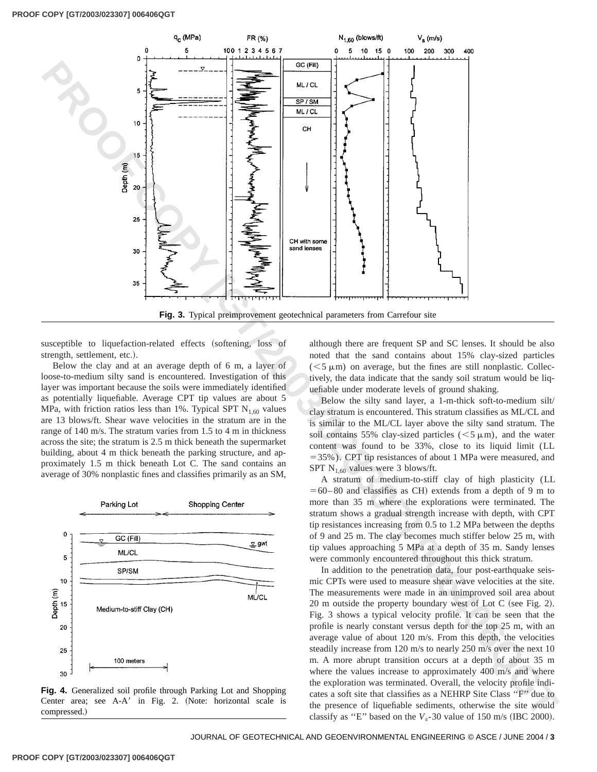Fig. 3. Typical preimprovement geotechnical parameters from Carrefour site

susceptible to liquefaction-related effects (softening, loss of strength, settlement, etc.).

Below the clay and at an average depth of 6 m, a layer of loose-to-medium silty sand is encountered. Investigation of this layer was important because the soils were immediately identified as potentially liquefiable. Average CPT tip values are about 5 MPa, with friction ratios less than 1%. Typical SPT $N_{1,60}$ values are 13 blows/ft. Shear wave velocities in the stratum are in the range of 140 m/s. The stratum varies from 1.5 to 4 m in thickness across the site; the stratum is 2.5 m thick beneath the supermarket building, about 4 m thick beneath the parking structure, and approximately 1.5 m thick beneath Lot C. The sand contains an average of 30% nonplastic fines and classifies primarily as an SM, although there are frequent SP and SC lenses. It should be also noted that the sand contains about 15% clay-sized particles ($<5\ \mu$m) on average, but the fines are still nonplastic. Collectively, the data indicate that the sandy soil stratum would be liquefiable under moderate levels of ground shaking.

Fig. 4. Generalized soil profile through Parking Lot and Shopping Center area; see A-A′ in Fig. 2. (Note: horizontal scale is compressed.)

Below the silty sand layer, a 1-m-thick soft-to-medium silt/clay stratum is encountered. This stratum classifies as ML/CL and is similar to the ML/CL layer above the silty sand stratum. The soil contains 55% clay-sized particles ($<5\ \mu$m), and the water content was found to be 33%, close to its liquid limit (LL $=35\%$). CPT tip resistances of about 1 MPa were measured, and SPT $N_{1,60}$ values were 3 blows/ft.

A stratum of medium-to-stiff clay of high plasticity (LL $=60-80$ and classifies as CH) extends from a depth of 9 m to more than 35 m where the explorations were terminated. The stratum shows a gradual strength increase with depth, with CPT tip resistances increasing from 0.5 to 1.2 MPa between the depths of 9 and 25 m. The clay becomes much stiffer below 25 m, with tip values approaching 5 MPa at a depth of 35 m. Sandy lenses were commonly encountered throughout this thick stratum.

In addition to the penetration data, four post-earthquake seismic CPTs were used to measure shear wave velocities at the site. The measurements were made in an unimproved soil area about 20 m outside the property boundary west of Lot C (see Fig. 2). Fig. 3 shows a typical velocity profile. It can be seen that the profile is nearly constant versus depth for the top 25 m, with an average value of about 120 m/s. From this depth, the velocities steadily increase from 120 m/s to nearly 250 m/s over the next 10 m. A more abrupt transition occurs at a depth of about 35 m where the values increase to approximately 400 m/s and where the exploration was terminated. Overall, the velocity profile indicates a soft site that classifies as a NEHRP Site Class "F" due to the presence of liquefiable sediments, otherwise the site would classify as "E" based on the $V_s$-30 value of 150 m/s (IBC 2000).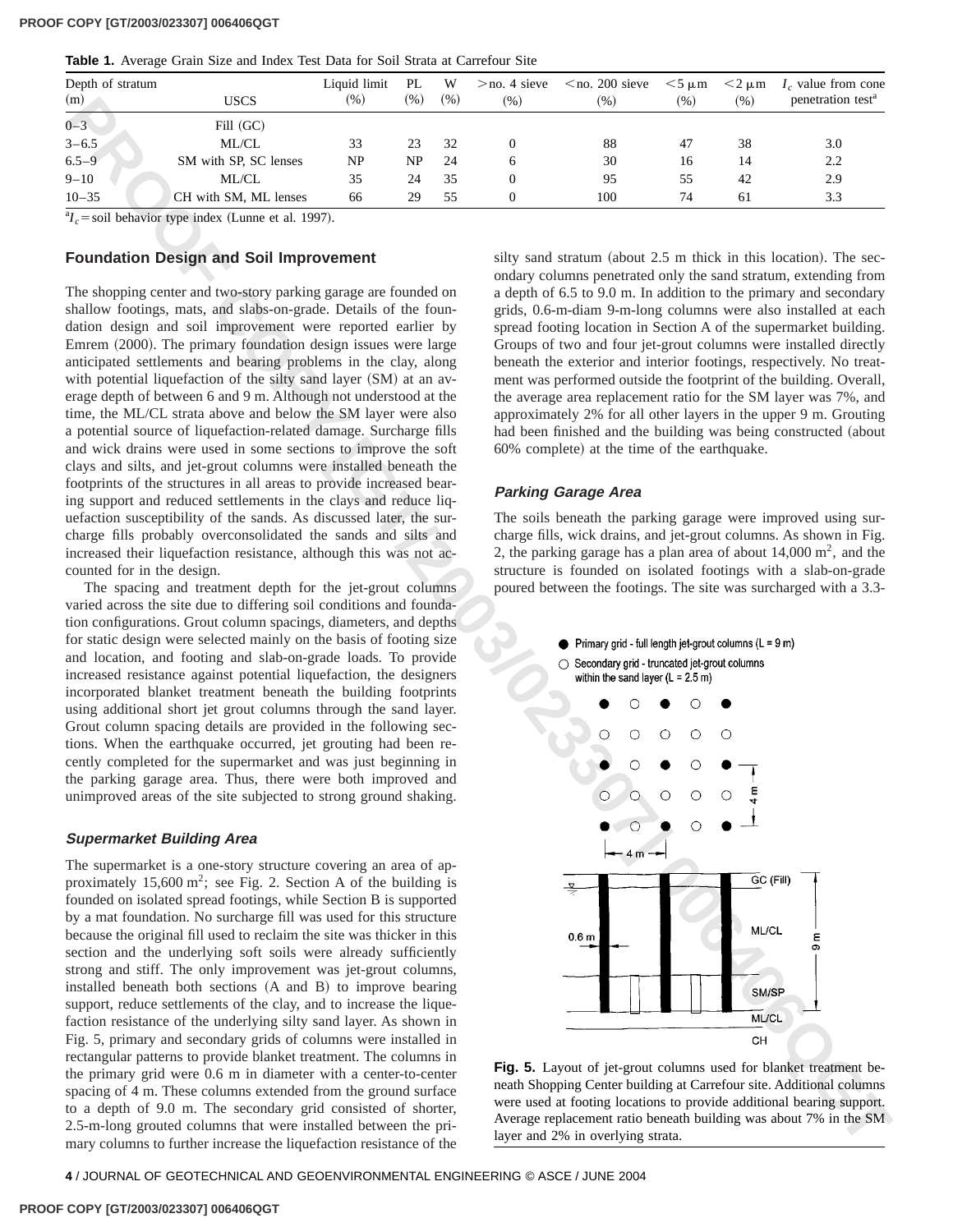**Table 1.** Average Grain Size and Index Test Data for Soil Strata at Carrefour Site

| Depth of stratum (m) | USCS | Liquid limit (%) | PL (%) | W (%) | >no. 4 sieve (%) | <no. 200 sieve (%) | <5 μm (%) | <2 μm (%) | $I_c$ value from cone penetration test[a] |
|---|---|---|---|---|---|---|---|---|---|
| 0–3 | Fill (GC) | | | | | | | | |
| 3–6.5 | ML/CL | 33 | 23 | 32 | 0 | 88 | 47 | 38 | 3.0 |
| 6.5–9 | SM with SP, SC lenses | NP | NP | 24 | 6 | 30 | 16 | 14 | 2.2 |
| 9–10 | ML/CL | 35 | 24 | 35 | 0 | 95 | 55 | 42 | 2.9 |
| 10–35 | CH with SM, ML lenses | 66 | 29 | 55 | 0 | 100 | 74 | 61 | 3.3 |

[a] $I_c$ = soil behavior type index (Lunne et al. 1997).

## Foundation Design and Soil Improvement

The shopping center and two-story parking garage are founded on shallow footings, mats, and slabs-on-grade. Details of the foundation design and soil improvement were reported earlier by Emrem (2000). The primary foundation design issues were large anticipated settlements and bearing problems in the clay, along with potential liquefaction of the silty sand layer (SM) at an average depth of between 6 and 9 m. Although not understood at the time, the ML/CL strata above and below the SM layer were also a potential source of liquefaction-related damage. Surcharge fills and wick drains were used in some sections to improve the soft clays and silts, and jet-grout columns were installed beneath the footprints of the structures in all areas to provide increased bearing support and reduced settlements in the clays and reduce liquefaction susceptibility of the sands. As discussed later, the surcharge fills probably overconsolidated the sands and silts and increased their liquefaction resistance, although this was not accounted for in the design.

The spacing and treatment depth for the jet-grout columns varied across the site due to differing soil conditions and foundation configurations. Grout column spacings, diameters, and depths for static design were selected mainly on the basis of footing size and location, and footing and slab-on-grade loads. To provide increased resistance against potential liquefaction, the designers incorporated blanket treatment beneath the building footprints using additional short jet grout columns through the sand layer. Grout column spacing details are provided in the following sections. When the earthquake occurred, jet grouting had been recently completed for the supermarket and was just beginning in the parking garage area. Thus, there were both improved and unimproved areas of the site subjected to strong ground shaking.

### Supermarket Building Area

The supermarket is a one-story structure covering an area of approximately 15,600 $m^2$; see Fig. 2. Section A of the building is founded on isolated spread footings, while Section B is supported by a mat foundation. No surcharge fill was used for this structure because the original fill used to reclaim the site was thicker in this section and the underlying soft soils were already sufficiently strong and stiff. The only improvement was jet-grout columns, installed beneath both sections (A and B) to improve bearing support, reduce settlements of the clay, and to increase the liquefaction resistance of the underlying silty sand layer. As shown in Fig. 5, primary and secondary grids of columns were installed in rectangular patterns to provide blanket treatment. The columns in the primary grid were 0.6 m in diameter with a center-to-center spacing of 4 m. These columns extended from the ground surface to a depth of 9.0 m. The secondary grid consisted of shorter, 2.5-m-long grouted columns that were installed between the primary columns to further increase the liquefaction resistance of the silty sand stratum (about 2.5 m thick in this location). The secondary columns penetrated only the sand stratum, extending from a depth of 6.5 to 9.0 m. In addition to the primary and secondary grids, 0.6-m-diam 9-m-long columns were also installed at each spread footing location in Section A of the supermarket building. Groups of two and four jet-grout columns were installed directly beneath the exterior and interior footings, respectively. No treatment was performed outside the footprint of the building. Overall, the average area replacement ratio for the SM layer was 7%, and approximately 2% for all other layers in the upper 9 m. Grouting had been finished and the building was being constructed (about 60% complete) at the time of the earthquake.

### Parking Garage Area

The soils beneath the parking garage were improved using surcharge fills, wick drains, and jet-grout columns. As shown in Fig. 2, the parking garage has a plan area of about 14,000 $m^2$, and the structure is founded on isolated footings with a slab-on-grade poured between the footings. The site was surcharged with a 3.3-

**Fig. 5.** Layout of jet-grout columns used for blanket treatment beneath Shopping Center building at Carrefour site. Additional columns were used at footing locations to provide additional bearing support. Average replacement ratio beneath building was about 7% in the SM layer and 2% in overlying strata.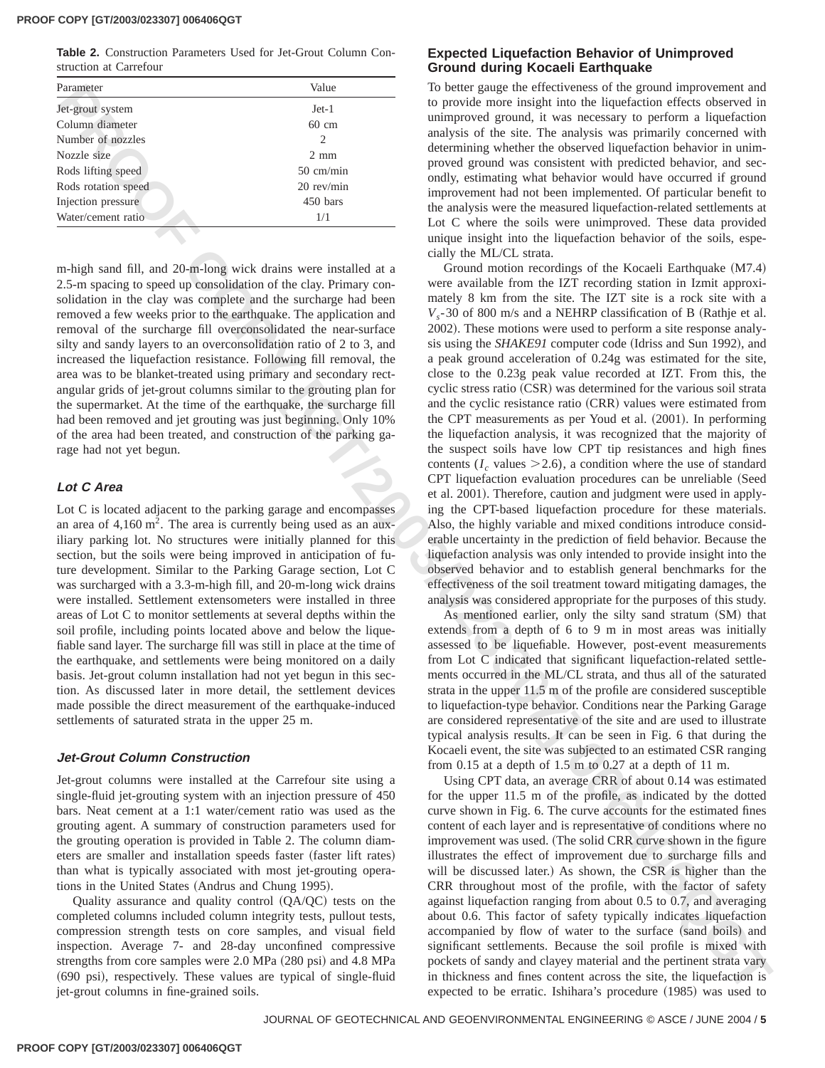**Table 2.** Construction Parameters Used for Jet-Grout Column Construction at Carrefour

| Parameter | Value |
|---|---|
| Jet-grout system | Jet-1 |
| Column diameter | 60 cm |
| Number of nozzles | 2 |
| Nozzle size | 2 mm |
| Rods lifting speed | 50 cm/min |
| Rods rotation speed | 20 rev/min |
| Injection pressure | 450 bars |
| Water/cement ratio | 1/1 |

m-high sand fill, and 20-m-long wick drains were installed at a 2.5-m spacing to speed up consolidation of the clay. Primary consolidation in the clay was complete and the surcharge had been removed a few weeks prior to the earthquake. The application and removal of the surcharge fill overconsolidated the near-surface silty and sandy layers to an overconsolidation ratio of 2 to 3, and increased the liquefaction resistance. Following fill removal, the area was to be blanket-treated using primary and secondary rectangular grids of jet-grout columns similar to the grouting plan for the supermarket. At the time of the earthquake, the surcharge fill had been removed and jet grouting was just beginning. Only 10% of the area had been treated, and construction of the parking garage had not yet begun.

### Lot C Area

Lot C is located adjacent to the parking garage and encompasses an area of 4,160 $m^2$. The area is currently being used as an auxiliary parking lot. No structures were initially planned for this section, but the soils were being improved in anticipation of future development. Similar to the Parking Garage section, Lot C was surcharged with a 3.3-m-high fill, and 20-m-long wick drains were installed. Settlement extensometers were installed in three areas of Lot C to monitor settlements at several depths within the soil profile, including points located above and below the liquefiable sand layer. The surcharge fill was still in place at the time of the earthquake, and settlements were being monitored on a daily basis. Jet-grout column installation had not yet begun in this section. As discussed later in more detail, the settlement devices made possible the direct measurement of the earthquake-induced settlements of saturated strata in the upper 25 m.

### Jet-Grout Column Construction

Jet-grout columns were installed at the Carrefour site using a single-fluid jet-grouting system with an injection pressure of 450 bars. Neat cement at a 1:1 water/cement ratio was used as the grouting agent. A summary of construction parameters used for the grouting operation is provided in Table 2. The column diameters are smaller and installation speeds faster (faster lift rates) than what is typically associated with most jet-grouting operations in the United States (Andrus and Chung 1995).

Quality assurance and quality control (QA/QC) tests on the completed columns included column integrity tests, pullout tests, compression strength tests on core samples, and visual field inspection. Average 7- and 28-day unconfined compressive strengths from core samples were 2.0 MPa (280 psi) and 4.8 MPa (690 psi), respectively. These values are typical of single-fluid jet-grout columns in fine-grained soils.

## Expected Liquefaction Behavior of Unimproved Ground during Kocaeli Earthquake

To better gauge the effectiveness of the ground improvement and to provide more insight into the liquefaction effects observed in unimproved ground, it was necessary to perform a liquefaction analysis of the site. The analysis was primarily concerned with determining whether the observed liquefaction behavior in unimproved ground was consistent with predicted behavior, and secondly, estimating what behavior would have occurred if ground improvement had not been implemented. Of particular benefit to the analysis were the measured liquefaction-related settlements at Lot C where the soils were unimproved. These data provided unique insight into the liquefaction behavior of the soils, especially the ML/CL strata.

Ground motion recordings of the Kocaeli Earthquake (M7.4) were available from the IZT recording station in Izmit approximately 8 km from the site. The IZT site is a rock site with a $V_s$-30 of 800 m/s and a NEHRP classification of B (Rathje et al. 2002). These motions were used to perform a site response analysis using the *SHAKE91* computer code (Idriss and Sun 1992), and a peak ground acceleration of 0.24g was estimated for the site, close to the 0.23g peak value recorded at IZT. From this, the cyclic stress ratio (CSR) was determined for the various soil strata and the cyclic resistance ratio (CRR) values were estimated from the CPT measurements as per Youd et al. (2001). In performing the liquefaction analysis, it was recognized that the majority of the suspect soils have low CPT tip resistances and high fines contents ($I_c$ values $>2.6$), a condition where the use of standard CPT liquefaction evaluation procedures can be unreliable (Seed et al. 2001). Therefore, caution and judgment were used in applying the CPT-based liquefaction procedure for these materials. Also, the highly variable and mixed conditions introduce considerable uncertainty in the prediction of field behavior. Because the liquefaction analysis was only intended to provide insight into the observed behavior and to establish general benchmarks for the effectiveness of the soil treatment toward mitigating damages, the analysis was considered appropriate for the purposes of this study.

As mentioned earlier, only the silty sand stratum (SM) that extends from a depth of 6 to 9 m in most areas was initially assessed to be liquefiable. However, post-event measurements from Lot C indicated that significant liquefaction-related settlements occurred in the ML/CL strata, and thus all of the saturated strata in the upper 11.5 m of the profile are considered susceptible to liquefaction-type behavior. Conditions near the Parking Garage are considered representative of the site and are used to illustrate typical analysis results. It can be seen in Fig. 6 that during the Kocaeli event, the site was subjected to an estimated CSR ranging from 0.15 at a depth of 1.5 m to 0.27 at a depth of 11 m.

Using CPT data, an average CRR of about 0.14 was estimated for the upper 11.5 m of the profile, as indicated by the dotted curve shown in Fig. 6. The curve accounts for the estimated fines content of each layer and is representative of conditions where no improvement was used. (The solid CRR curve shown in the figure illustrates the effect of improvement due to surcharge fills and will be discussed later.) As shown, the CSR is higher than the CRR throughout most of the profile, with the factor of safety against liquefaction ranging from about 0.5 to 0.7, and averaging about 0.6. This factor of safety typically indicates liquefaction accompanied by flow of water to the surface (sand boils) and significant settlements. Because the soil profile is mixed with pockets of sandy and clayey material and the pertinent strata vary in thickness and fines content across the site, the liquefaction is expected to be erratic. Ishihara's procedure (1985) was used to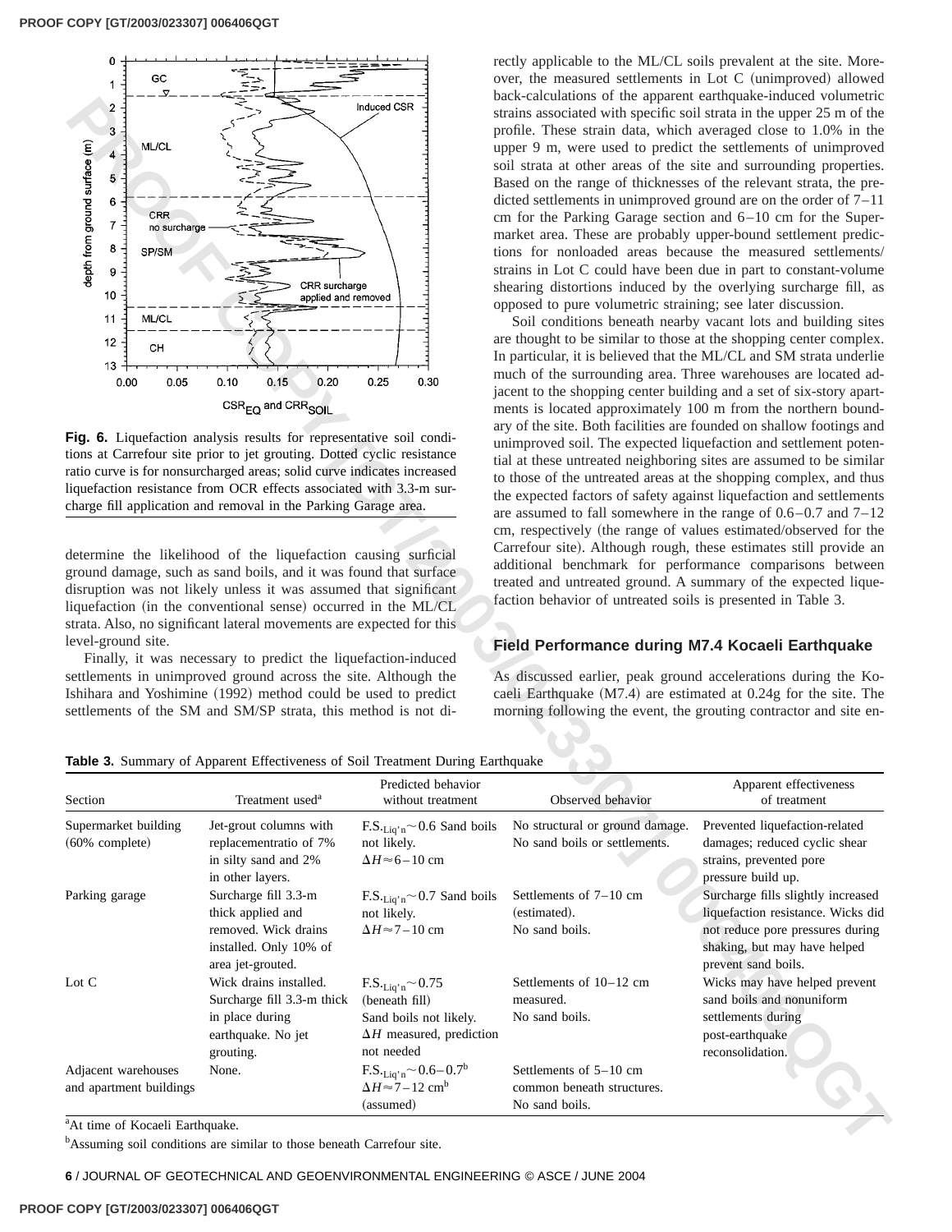Fig. 6. Liquefaction analysis results for representative soil conditions at Carrefour site prior to jet grouting. Dotted cyclic resistance ratio curve is for nonsurcharged areas; solid curve indicates increased liquefaction resistance from OCR effects associated with 3.3-m surcharge fill application and removal in the Parking Garage area.

determine the likelihood of the liquefaction causing surficial ground damage, such as sand boils, and it was found that surface disruption was not likely unless it was assumed that significant liquefaction (in the conventional sense) occurred in the ML/CL strata. Also, no significant lateral movements are expected for this level-ground site.

Finally, it was necessary to predict the liquefaction-induced settlements in unimproved ground across the site. Although the Ishihara and Yoshimine (1992) method could be used to predict settlements of the SM and SM/SP strata, this method is not directly applicable to the ML/CL soils prevalent at the site. Moreover, the measured settlements in Lot C (unimproved) allowed back-calculations of the apparent earthquake-induced volumetric strains associated with specific soil strata in the upper 25 m of the profile. These strain data, which averaged close to 1.0% in the upper 9 m, were used to predict the settlements of unimproved soil strata at other areas of the site and surrounding properties. Based on the range of thicknesses of the relevant strata, the predicted settlements in unimproved ground are on the order of 7–11 cm for the Parking Garage section and 6–10 cm for the Supermarket area. These are probably upper-bound settlement predictions for nonloaded areas because the measured settlements/strains in Lot C could have been due in part to constant-volume shearing distortions induced by the overlying surcharge fill, as opposed to pure volumetric straining; see later discussion.

Soil conditions beneath nearby vacant lots and building sites are thought to be similar to those at the shopping center complex. In particular, it is believed that the ML/CL and SM strata underlie much of the surrounding area. Three warehouses are located adjacent to the shopping center building and a set of six-story apartments is located approximately 100 m from the northern boundary of the site. Both facilities are founded on shallow footings and unimproved soil. The expected liquefaction and settlement potential at these untreated neighboring sites are assumed to be similar to those of the untreated areas at the shopping complex, and thus the expected factors of safety against liquefaction and settlements are assumed to fall somewhere in the range of 0.6–0.7 and 7–12 cm, respectively (the range of values estimated/observed for the Carrefour site). Although rough, these estimates still provide an additional benchmark for performance comparisons between treated and untreated ground. A summary of the expected liquefaction behavior of untreated soils is presented in Table 3.

## Field Performance during M7.4 Kocaeli Earthquake

As discussed earlier, peak ground accelerations during the Kocaeli Earthquake (M7.4) are estimated at 0.24g for the site. The morning following the event, the grouting contractor and site en-

**Table 3.** Summary of Apparent Effectiveness of Soil Treatment During Earthquake

| Section | Treatment used[a] | Predicted behavior without treatment | Observed behavior | Apparent effectiveness of treatment |
|---|---|---|---|---|
| Supermarket building (60% complete) | Jet-grout columns with replacementratio of 7% in silty sand and 2% in other layers. | $F.S._{Liq'n} \sim 0.6$ Sand boils not likely. $\Delta H \approx 6-10$ cm | No structural or ground damage. No sand boils or settlements. | Prevented liquefaction-related damages; reduced cyclic shear strains, prevented pore pressure build up. |
| Parking garage | Surcharge fill 3.3-m thick applied and removed. Wick drains installed. Only 10% of area jet-grouted. | $F.S._{Liq'n} \sim 0.7$ Sand boils not likely. $\Delta H \approx 7-10$ cm | Settlements of 7–10 cm (estimated). No sand boils. | Surcharge fills slightly increased liquefaction resistance. Wicks did not reduce pore pressures during shaking, but may have helped prevent sand boils. |
| Lot C | Wick drains installed. Surcharge fill 3.3-m thick in place during earthquake. No jet grouting. | $F.S._{Liq'n} \sim 0.75$ (beneath fill) Sand boils not likely. $\Delta H$ measured, prediction not needed | Settlements of 10–12 cm measured. No sand boils. | Wicks may have helped prevent sand boils and nonuniform settlements during post-earthquake reconsolidation. |
| Adjacent warehouses and apartment buildings | None. | $F.S._{Liq'n} \sim 0.6-0.7$[b] $\Delta H \approx 7-12$ cm[b] (assumed) | Settlements of 5–10 cm common beneath structures. No sand boils. | |

[a]At time of Kocaeli Earthquake.

[b]Assuming soil conditions are similar to those beneath Carrefour site.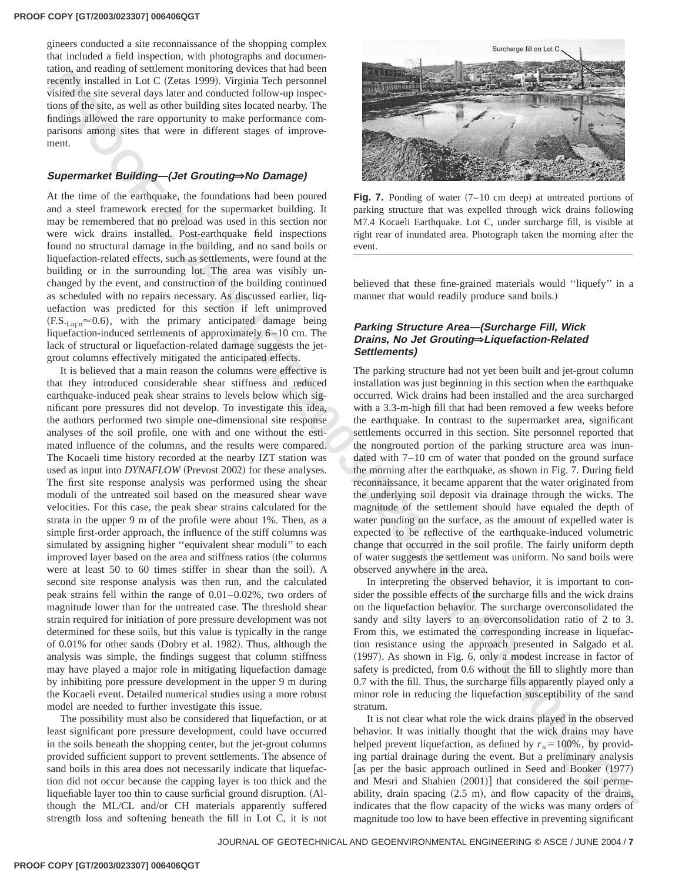gineers conducted a site reconnaissance of the shopping complex that included a field inspection, with photographs and documentation, and reading of settlement monitoring devices that had been recently installed in Lot C (Zetas 1999). Virginia Tech personnel visited the site several days later and conducted follow-up inspections of the site, as well as other building sites located nearby. The findings allowed the rare opportunity to make performance comparisons among sites that were in different stages of improvement.

### Supermarket Building—(Jet Grouting⇒No Damage)

At the time of the earthquake, the foundations had been poured and a steel framework erected for the supermarket building. It may be remembered that no preload was used in this section nor were wick drains installed. Post-earthquake field inspections found no structural damage in the building, and no sand boils or liquefaction-related effects, such as settlements, were found at the building or in the surrounding lot. The area was visibly unchanged by the event, and construction of the building continued as scheduled with no repairs necessary. As discussed earlier, liquefaction was predicted for this section if left unimproved ($\mathrm{F.S.}_{\mathrm{Liq'n}} \approx 0.6$), with the primary anticipated damage being liquefaction-induced settlements of approximately 6–10 cm. The lack of structural or liquefaction-related damage suggests the jet-grout columns effectively mitigated the anticipated effects.

It is believed that a main reason the columns were effective is that they introduced considerable shear stiffness and reduced earthquake-induced peak shear strains to levels below which significant pore pressures did not develop. To investigate this idea, the authors performed two simple one-dimensional site response analyses of the soil profile, one with and one without the estimated influence of the columns, and the results were compared. The Kocaeli time history recorded at the nearby IZT station was used as input into *DYNAFLOW* (Prevost 2002) for these analyses. The first site response analysis was performed using the shear moduli of the untreated soil based on the measured shear wave velocities. For this case, the peak shear strains calculated for the strata in the upper 9 m of the profile were about 1%. Then, as a simple first-order approach, the influence of the stiff columns was simulated by assigning higher ''equivalent shear moduli'' to each improved layer based on the area and stiffness ratios (the columns were at least 50 to 60 times stiffer in shear than the soil). A second site response analysis was then run, and the calculated peak strains fell within the range of 0.01–0.02%, two orders of magnitude lower than for the untreated case. The threshold shear strain required for initiation of pore pressure development was not determined for these soils, but this value is typically in the range of 0.01% for other sands (Dobry et al. 1982). Thus, although the analysis was simple, the findings suggest that column stiffness may have played a major role in mitigating liquefaction damage by inhibiting pore pressure development in the upper 9 m during the Kocaeli event. Detailed numerical studies using a more robust model are needed to further investigate this issue.

The possibility must also be considered that liquefaction, or at least significant pore pressure development, could have occurred in the soils beneath the shopping center, but the jet-grout columns provided sufficient support to prevent settlements. The absence of sand boils in this area does not necessarily indicate that liquefaction did not occur because the capping layer is too thick and the liquefiable layer too thin to cause surficial ground disruption. (Although the ML/CL and/or CH materials apparently suffered strength loss and softening beneath the fill in Lot C, it is not believed that these fine-grained materials would ''liquefy'' in a manner that would readily produce sand boils.)

**Fig. 7.** Ponding of water (7–10 cm deep) at untreated portions of parking structure that was expelled through wick drains following M7.4 Kocaeli Earthquake. Lot C, under surcharge fill, is visible at right rear of inundated area. Photograph taken the morning after the event.

### Parking Structure Area—(Surcharge Fill, Wick Drains, No Jet Grouting⇒Liquefaction-Related Settlements)

The parking structure had not yet been built and jet-grout column installation was just beginning in this section when the earthquake occurred. Wick drains had been installed and the area surcharged with a 3.3-m-high fill that had been removed a few weeks before the earthquake. In contrast to the supermarket area, significant settlements occurred in this section. Site personnel reported that the nongrouted portion of the parking structure area was inundated with 7–10 cm of water that ponded on the ground surface the morning after the earthquake, as shown in Fig. 7. During field reconnaissance, it became apparent that the water originated from the underlying soil deposit via drainage through the wicks. The magnitude of the settlement should have equaled the depth of water ponding on the surface, as the amount of expelled water is expected to be reflective of the earthquake-induced volumetric change that occurred in the soil profile. The fairly uniform depth of water suggests the settlement was uniform. No sand boils were observed anywhere in the area.

In interpreting the observed behavior, it is important to consider the possible effects of the surcharge fills and the wick drains on the liquefaction behavior. The surcharge overconsolidated the sandy and silty layers to an overconsolidation ratio of 2 to 3. From this, we estimated the corresponding increase in liquefaction resistance using the approach presented in Salgado et al. (1997). As shown in Fig. 6, only a modest increase in factor of safety is predicted, from 0.6 without the fill to slightly more than 0.7 with the fill. Thus, the surcharge fills apparently played only a minor role in reducing the liquefaction susceptibility of the sand stratum.

It is not clear what role the wick drains played in the observed behavior. It was initially thought that the wick drains may have helped prevent liquefaction, as defined by $r_u = 100\%$, by providing partial drainage during the event. But a preliminary analysis [as per the basic approach outlined in Seed and Booker (1977) and Mesri and Shahien (2001)] that considered the soil permeability, drain spacing (2.5 m), and flow capacity of the drains, indicates that the flow capacity of the wicks was many orders of magnitude too low to have been effective in preventing significant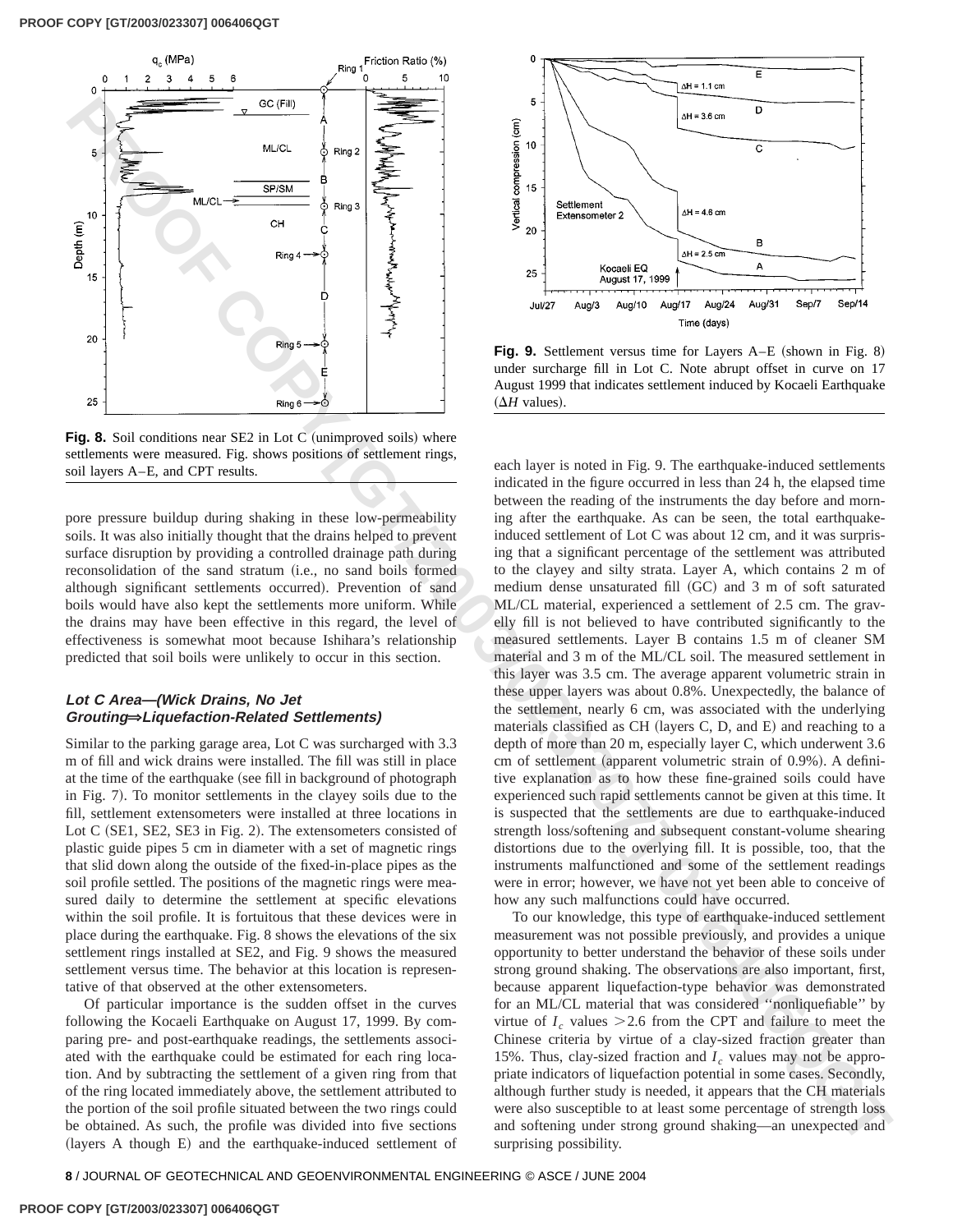Fig. 8. Soil conditions near SE2 in Lot C (unimproved soils) where settlements were measured. Fig. shows positions of settlement rings, soil layers A–E, and CPT results.

Fig. 9. Settlement versus time for Layers A–E (shown in Fig. 8) under surcharge fill in Lot C. Note abrupt offset in curve on 17 August 1999 that indicates settlement induced by Kocaeli Earthquake ($\Delta H$ values).

pore pressure buildup during shaking in these low-permeability soils. It was also initially thought that the drains helped to prevent surface disruption by providing a controlled drainage path during reconsolidation of the sand stratum (i.e., no sand boils formed although significant settlements occurred). Prevention of sand boils would have also kept the settlements more uniform. While the drains may have been effective in this regard, the level of effectiveness is somewhat moot because Ishihara's relationship predicted that soil boils were unlikely to occur in this section.

### Lot C Area—(Wick Drains, No Jet Grouting⇒Liquefaction-Related Settlements)

Similar to the parking garage area, Lot C was surcharged with 3.3 m of fill and wick drains were installed. The fill was still in place at the time of the earthquake (see fill in background of photograph in Fig. 7). To monitor settlements in the clayey soils due to the fill, settlement extensometers were installed at three locations in Lot C (SE1, SE2, SE3 in Fig. 2). The extensometers consisted of plastic guide pipes 5 cm in diameter with a set of magnetic rings that slid down along the outside of the fixed-in-place pipes as the soil profile settled. The positions of the magnetic rings were measured daily to determine the settlement at specific elevations within the soil profile. It is fortuitous that these devices were in place during the earthquake. Fig. 8 shows the elevations of the six settlement rings installed at SE2, and Fig. 9 shows the measured settlement versus time. The behavior at this location is representative of that observed at the other extensometers.

Of particular importance is the sudden offset in the curves following the Kocaeli Earthquake on August 17, 1999. By comparing pre- and post-earthquake readings, the settlements associated with the earthquake could be estimated for each ring location. And by subtracting the settlement of a given ring from that of the ring located immediately above, the settlement attributed to the portion of the soil profile situated between the two rings could be obtained. As such, the profile was divided into five sections (layers A though E) and the earthquake-induced settlement of each layer is noted in Fig. 9. The earthquake-induced settlements indicated in the figure occurred in less than 24 h, the elapsed time between the reading of the instruments the day before and morning after the earthquake. As can be seen, the total earthquake-induced settlement of Lot C was about 12 cm, and it was surprising that a significant percentage of the settlement was attributed to the clayey and silty strata. Layer A, which contains 2 m of medium dense unsaturated fill (GC) and 3 m of soft saturated ML/CL material, experienced a settlement of 2.5 cm. The gravelly fill is not believed to have contributed significantly to the measured settlements. Layer B contains 1.5 m of cleaner SM material and 3 m of the ML/CL soil. The measured settlement in this layer was 3.5 cm. The average apparent volumetric strain in these upper layers was about 0.8%. Unexpectedly, the balance of the settlement, nearly 6 cm, was associated with the underlying materials classified as CH (layers C, D, and E) and reaching to a depth of more than 20 m, especially layer C, which underwent 3.6 cm of settlement (apparent volumetric strain of 0.9%). A definitive explanation as to how these fine-grained soils could have experienced such rapid settlements cannot be given at this time. It is suspected that the settlements are due to earthquake-induced strength loss/softening and subsequent constant-volume shearing distortions due to the overlying fill. It is possible, too, that the instruments malfunctioned and some of the settlement readings were in error; however, we have not yet been able to conceive of how any such malfunctions could have occurred.

To our knowledge, this type of earthquake-induced settlement measurement was not possible previously, and provides a unique opportunity to better understand the behavior of these soils under strong ground shaking. The observations are also important, first, because apparent liquefaction-type behavior was demonstrated for an ML/CL material that was considered "nonliquefiable" by virtue of $I_c$ values $>2.6$ from the CPT and failure to meet the Chinese criteria by virtue of a clay-sized fraction greater than 15%. Thus, clay-sized fraction and $I_c$ values may not be appropriate indicators of liquefaction potential in some cases. Secondly, although further study is needed, it appears that the CH materials were also susceptible to at least some percentage of strength loss and softening under strong ground shaking—an unexpected and surprising possibility.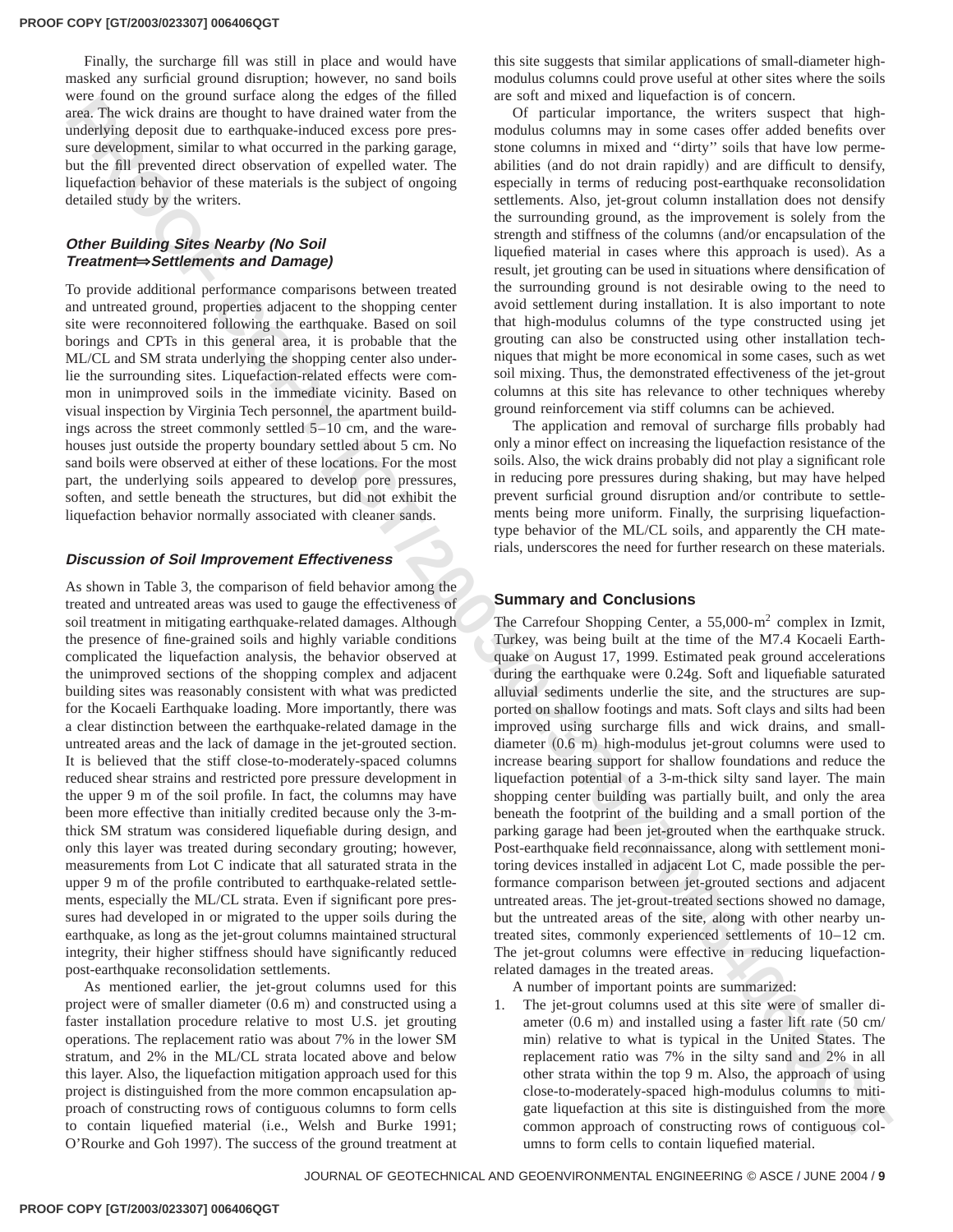Finally, the surcharge fill was still in place and would have masked any surficial ground disruption; however, no sand boils were found on the ground surface along the edges of the filled area. The wick drains are thought to have drained water from the underlying deposit due to earthquake-induced excess pore pressure development, similar to what occurred in the parking garage, but the fill prevented direct observation of expelled water. The liquefaction behavior of these materials is the subject of ongoing detailed study by the writers.

### Other Building Sites Nearby (No Soil Treatment⇒Settlements and Damage)

To provide additional performance comparisons between treated and untreated ground, properties adjacent to the shopping center site were reconnoitered following the earthquake. Based on soil borings and CPTs in this general area, it is probable that the ML/CL and SM strata underlying the shopping center also underlie the surrounding sites. Liquefaction-related effects were common in unimproved soils in the immediate vicinity. Based on visual inspection by Virginia Tech personnel, the apartment buildings across the street commonly settled 5–10 cm, and the warehouses just outside the property boundary settled about 5 cm. No sand boils were observed at either of these locations. For the most part, the underlying soils appeared to develop pore pressures, soften, and settle beneath the structures, but did not exhibit the liquefaction behavior normally associated with cleaner sands.

### Discussion of Soil Improvement Effectiveness

As shown in Table 3, the comparison of field behavior among the treated and untreated areas was used to gauge the effectiveness of soil treatment in mitigating earthquake-related damages. Although the presence of fine-grained soils and highly variable conditions complicated the liquefaction analysis, the behavior observed at the unimproved sections of the shopping complex and adjacent building sites was reasonably consistent with what was predicted for the Kocaeli Earthquake loading. More importantly, there was a clear distinction between the earthquake-related damage in the untreated areas and the lack of damage in the jet-grouted section. It is believed that the stiff close-to-moderately-spaced columns reduced shear strains and restricted pore pressure development in the upper 9 m of the soil profile. In fact, the columns may have been more effective than initially credited because only the 3-m-thick SM stratum was considered liquefiable during design, and only this layer was treated during secondary grouting; however, measurements from Lot C indicate that all saturated strata in the upper 9 m of the profile contributed to earthquake-related settlements, especially the ML/CL strata. Even if significant pore pressures had developed in or migrated to the upper soils during the earthquake, as long as the jet-grout columns maintained structural integrity, their higher stiffness should have significantly reduced post-earthquake reconsolidation settlements.

As mentioned earlier, the jet-grout columns used for this project were of smaller diameter (0.6 m) and constructed using a faster installation procedure relative to most U.S. jet grouting operations. The replacement ratio was about 7% in the lower SM stratum, and 2% in the ML/CL strata located above and below this layer. Also, the liquefaction mitigation approach used for this project is distinguished from the more common encapsulation approach of constructing rows of contiguous columns to form cells to contain liquefied material (i.e., Welsh and Burke 1991; O'Rourke and Goh 1997). The success of the ground treatment at this site suggests that similar applications of small-diameter high-modulus columns could prove useful at other sites where the soils are soft and mixed and liquefaction is of concern.

Of particular importance, the writers suspect that high-modulus columns may in some cases offer added benefits over stone columns in mixed and "dirty" soils that have low permeabilities (and do not drain rapidly) and are difficult to densify, especially in terms of reducing post-earthquake reconsolidation settlements. Also, jet-grout column installation does not densify the surrounding ground, as the improvement is solely from the strength and stiffness of the columns (and/or encapsulation of the liquefied material in cases where this approach is used). As a result, jet grouting can be used in situations where densification of the surrounding ground is not desirable owing to the need to avoid settlement during installation. It is also important to note that high-modulus columns of the type constructed using jet grouting can also be constructed using other installation techniques that might be more economical in some cases, such as wet soil mixing. Thus, the demonstrated effectiveness of the jet-grout columns at this site has relevance to other techniques whereby ground reinforcement via stiff columns can be achieved.

The application and removal of surcharge fills probably had only a minor effect on increasing the liquefaction resistance of the soils. Also, the wick drains probably did not play a significant role in reducing pore pressures during shaking, but may have helped prevent surficial ground disruption and/or contribute to settlements being more uniform. Finally, the surprising liquefaction-type behavior of the ML/CL soils, and apparently the CH materials, underscores the need for further research on these materials.

## Summary and Conclusions

The Carrefour Shopping Center, a 55,000-$m^2$ complex in Izmit, Turkey, was being built at the time of the M7.4 Kocaeli Earthquake on August 17, 1999. Estimated peak ground accelerations during the earthquake were 0.24g. Soft and liquefiable saturated alluvial sediments underlie the site, and the structures are supported on shallow footings and mats. Soft clays and silts had been improved using surcharge fills and wick drains, and small-diameter (0.6 m) high-modulus jet-grout columns were used to increase bearing support for shallow foundations and reduce the liquefaction potential of a 3-m-thick silty sand layer. The main shopping center building was partially built, and only the area beneath the footprint of the building and a small portion of the parking garage had been jet-grouted when the earthquake struck. Post-earthquake field reconnaissance, along with settlement monitoring devices installed in adjacent Lot C, made possible the performance comparison between jet-grouted sections and adjacent untreated areas. The jet-grout-treated sections showed no damage, but the untreated areas of the site, along with other nearby untreated sites, commonly experienced settlements of 10–12 cm. The jet-grout columns were effective in reducing liquefaction-related damages in the treated areas.

A number of important points are summarized:

1. The jet-grout columns used at this site were of smaller diameter (0.6 m) and installed using a faster lift rate (50 cm/min) relative to what is typical in the United States. The replacement ratio was 7% in the silty sand and 2% in all other strata within the top 9 m. Also, the approach of using close-to-moderately-spaced high-modulus columns to mitigate liquefaction at this site is distinguished from the more common approach of constructing rows of contiguous columns to form cells to contain liquefied material.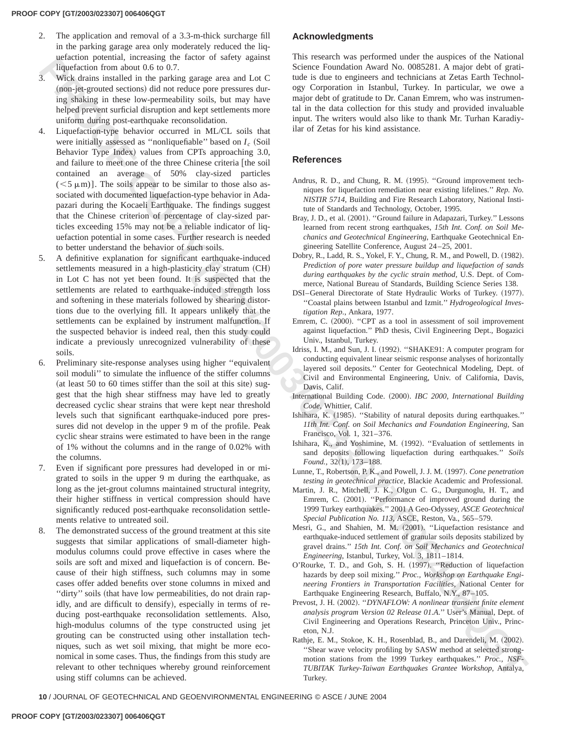2. The application and removal of a 3.3-m-thick surcharge fill in the parking garage area only moderately reduced the liquefaction potential, increasing the factor of safety against liquefaction from about 0.6 to 0.7.
3. Wick drains installed in the parking garage area and Lot C (non-jet-grouted sections) did not reduce pore pressures during shaking in these low-permeability soils, but may have helped prevent surficial disruption and kept settlements more uniform during post-earthquake reconsolidation.
4. Liquefaction-type behavior occurred in ML/CL soils that were initially assessed as "nonliquefiable" based on $I_c$ (Soil Behavior Type Index) values from CPTs approaching 3.0, and failure to meet one of the three Chinese criteria [the soil contained an average of 50% clay-sized particles ($<5\ \mu$m)]. The soils appear to be similar to those also associated with documented liquefaction-type behavior in Adapazari during the Kocaeli Earthquake. The findings suggest that the Chinese criterion of percentage of clay-sized particles exceeding 15% may not be a reliable indicator of liquefaction potential in some cases. Further research is needed to better understand the behavior of such soils.
5. A definitive explanation for significant earthquake-induced settlements measured in a high-plasticity clay stratum (CH) in Lot C has not yet been found. It is suspected that the settlements are related to earthquake-induced strength loss and softening in these materials followed by shearing distortions due to the overlying fill. It appears unlikely that the settlements can be explained by instrument malfunction. If the suspected behavior is indeed real, then this study could indicate a previously unrecognized vulnerability of these soils.
6. Preliminary site-response analyses using higher "equivalent soil moduli" to simulate the influence of the stiffer columns (at least 50 to 60 times stiffer than the soil at this site) suggest that the high shear stiffness may have led to greatly decreased cyclic shear strains that were kept near threshold levels such that significant earthquake-induced pore pressures did not develop in the upper 9 m of the profile. Peak cyclic shear strains were estimated to have been in the range of 1% without the columns and in the range of 0.02% with the columns.
7. Even if significant pore pressures had developed in or migrated to soils in the upper 9 m during the earthquake, as long as the jet-grout columns maintained structural integrity, their higher stiffness in vertical compression should have significantly reduced post-earthquake reconsolidation settlements relative to untreated soil.
8. The demonstrated success of the ground treatment at this site suggests that similar applications of small-diameter high-modulus columns could prove effective in cases where the soils are soft and mixed and liquefaction is of concern. Because of their high stiffness, such columns may in some cases offer added benefits over stone columns in mixed and "dirty" soils (that have low permeabilities, do not drain rapidly, and are difficult to densify), especially in terms of reducing post-earthquake reconsolidation settlements. Also, high-modulus columns of the type constructed using jet grouting can be constructed using other installation techniques, such as wet soil mixing, that might be more economical in some cases. Thus, the findings from this study are relevant to other techniques whereby ground reinforcement using stiff columns can be achieved.

## Acknowledgments

This research was performed under the auspices of the National Science Foundation Award No. 0085281. A major debt of gratitude is due to engineers and technicians at Zetas Earth Technology Corporation in Istanbul, Turkey. In particular, we owe a major debt of gratitude to Dr. Canan Emrem, who was instrumental in the data collection for this study and provided invaluable input. The writers would also like to thank Mr. Turhan Karadiyilar of Zetas for his kind assistance.

## References

Andrus, R. D., and Chung, R. M. (1995). "Ground improvement techniques for liquefaction remediation near existing lifelines." *Rep. No. NISTIR 5714*, Building and Fire Research Laboratory, National Institute of Standards and Technology, October, 1995.

Bray, J. D., et al. (2001). "Ground failure in Adapazari, Turkey." Lessons learned from recent strong earthquakes, *15th Int. Conf. on Soil Mechanics and Geotechnical Engineering*, Earthquake Geotechnical Engineering Satellite Conference, August 24–25, 2001.

Dobry, R., Ladd, R. S., Yokel, F. Y., Chung, R. M., and Powell, D. (1982). *Prediction of pore water pressure buildup and liquefaction of sands during earthquakes by the cyclic strain method*, U.S. Dept. of Commerce, National Bureau of Standards, Building Science Series 138.

DSI–General Directorate of State Hydraulic Works of Turkey. (1977). "Coastal plains between Istanbul and Izmit." *Hydrogeological Investigation Rep.*, Ankara, 1977.

Emrem, C. (2000). "CPT as a tool in assessment of soil improvement against liquefaction." PhD thesis, Civil Engineering Dept., Bogazici Univ., Istanbul, Turkey.

Idriss, I. M., and Sun, J. I. (1992). "SHAKE91: A computer program for conducting equivalent linear seismic response analyses of horizontally layered soil deposits." Center for Geotechnical Modeling, Dept. of Civil and Environmental Engineering, Univ. of California, Davis, Davis, Calif.

International Building Code. (2000). *IBC 2000, International Building Code*, Whittier, Calif.

Ishihara, K. (1985). "Stability of natural deposits during earthquakes." *11th Int. Conf. on Soil Mechanics and Foundation Engineering*, San Francisco, Vol. 1, 321–376.

Ishihara, K., and Yoshimine, M. (1992). "Evaluation of settlements in sand deposits following liquefaction during earthquakes." *Soils Found.*, 32(1), 173–188.

Lunne, T., Robertson, P. K., and Powell, J. J. M. (1997). *Cone penetration testing in geotechnical practice*, Blackie Academic and Professional.

Martin, J. R., Mitchell, J. K., Olgun C. G., Durgunoglu, H. T., and Emrem, C. (2001). "Performance of improved ground during the 1999 Turkey earthquakes." 2001 A Geo-Odyssey, *ASCE Geotechnical Special Publication No. 113*, ASCE, Reston, Va., 565–579.

Mesri, G., and Shahien, M. M. (2001). "Liquefaction resistance and earthquake-induced settlement of granular soils deposits stabilized by gravel drains." *15th Int. Conf. on Soil Mechanics and Geotechnical Engineering*, Istanbul, Turkey, Vol. 3, 1811–1814.

O'Rourke, T. D., and Goh, S. H. (1997). "Reduction of liquefaction hazards by deep soil mixing." *Proc., Workshop on Earthquake Engineering Frontiers in Transportation Facilities*, National Center for Earthquake Engineering Research, Buffalo, N.Y., 87–105.

Prevost, J. H. (2002). "*DYNAFLOW: A nonlinear transient finite element analysis program Version 02 Release 01.A.*" User's Manual, Dept. of Civil Engineering and Operations Research, Princeton Univ., Princeton, N.J.

Rathje, E. M., Stokoe, K. H., Rosenblad, B., and Darendeli, M. (2002). "Shear wave velocity profiling by SASW method at selected strong-motion stations from the 1999 Turkey earthquakes." *Proc., NSF-TUBITAK Turkey-Taiwan Earthquakes Grantee Workshop*, Antalya, Turkey.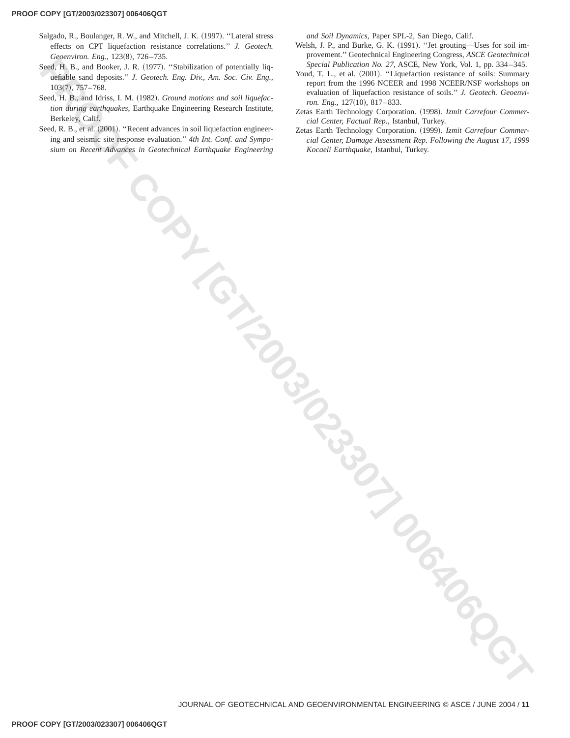Salgado, R., Boulanger, R. W., and Mitchell, J. K. (1997). "Lateral stress effects on CPT liquefaction resistance correlations." *J. Geotech. Geoenviron. Eng.*, 123(8), 726–735.

Seed, H. B., and Booker, J. R. (1977). "Stabilization of potentially liquefiable sand deposits." *J. Geotech. Eng. Div., Am. Soc. Civ. Eng.*, 103(7), 757–768.

Seed, H. B., and Idriss, I. M. (1982). *Ground motions and soil liquefaction during earthquakes*, Earthquake Engineering Research Institute, Berkeley, Calif.

Seed, R. B., et al. (2001). "Recent advances in soil liquefaction engineering and seismic site response evaluation." *4th Int. Conf. and Symposium on Recent Advances in Geotechnical Earthquake Engineering and Soil Dynamics*, Paper SPL-2, San Diego, Calif.

Welsh, J. P., and Burke, G. K. (1991). "Jet grouting—Uses for soil improvement." Geotechnical Engineering Congress, *ASCE Geotechnical Special Publication No. 27*, ASCE, New York, Vol. 1, pp. 334–345.

Youd, T. L., et al. (2001). "Liquefaction resistance of soils: Summary report from the 1996 NCEER and 1998 NCEER/NSF workshops on evaluation of liquefaction resistance of soils." *J. Geotech. Geoenviron. Eng.*, 127(10), 817–833.

Zetas Earth Technology Corporation. (1998). *Izmit Carrefour Commercial Center, Factual Rep.*, Istanbul, Turkey.

Zetas Earth Technology Corporation. (1999). *Izmit Carrefour Commercial Center, Damage Assessment Rep. Following the August 17, 1999 Kocaeli Earthquake*, Istanbul, Turkey.